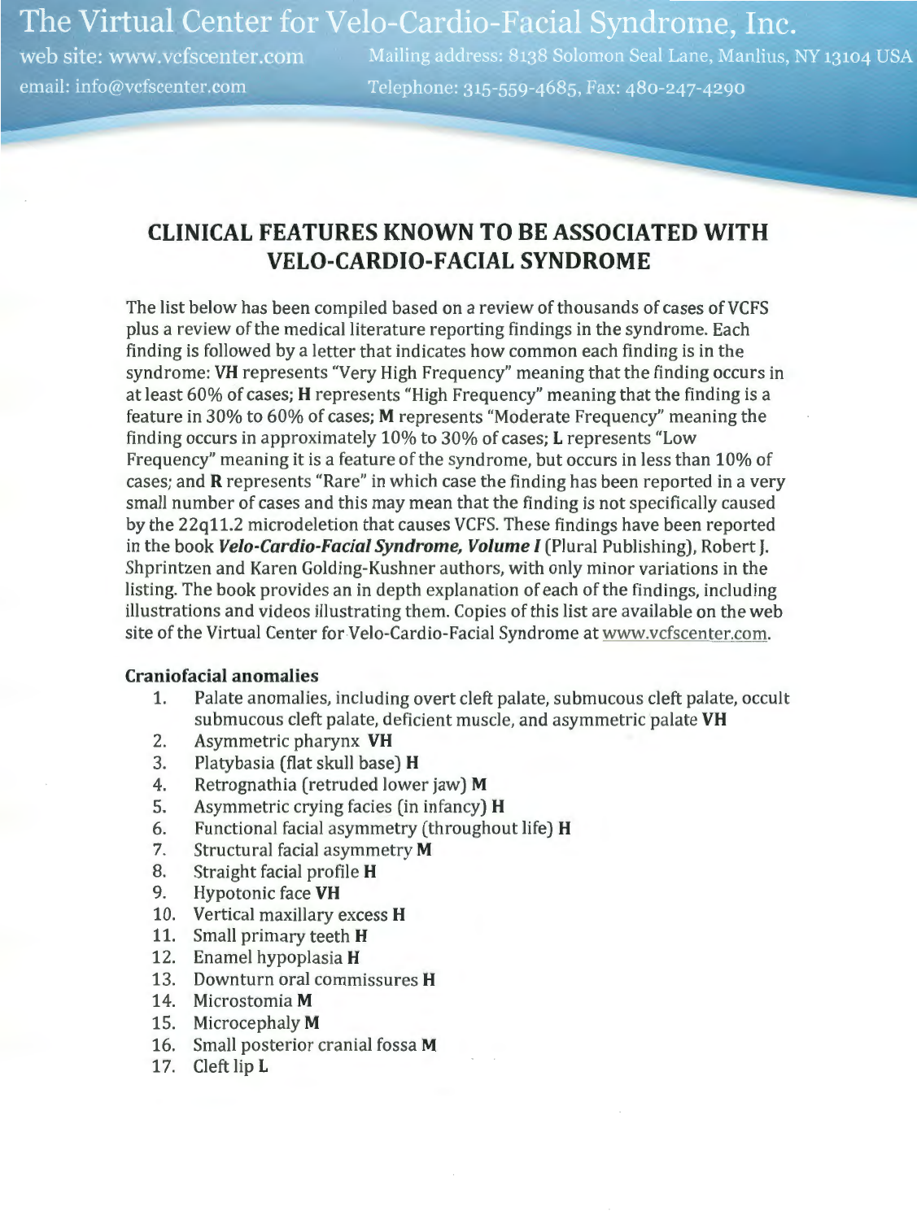The Virtual Center for Velo-Cardio-Facial Syndrome, Inc.

web site: www.vcfscenter.com Mailing address: 8138 Solomon Seal Lane, Manlius, NY 13104 USA

email: info@vcfscenter.com Telephone: 315-559-4685, Fax: 480-247-4290

# CLINICAL FEATURES KNOWN TO BE ASSOCIATED WITH VELO-CARDIO-FACIAL SYNDROME

The list below has been compiled based on a review of thousands of cases of VCFS plus a review of the medical literature reporting findings in the syndrome. Each finding is followed by a letter that indicates how common each finding is in the syndrome: **VH** represents "Very High Frequency" meaning that the finding occurs in at least 60% of cases; **H** represents "High Frequency" meaning that the finding is a feature in 30% to 60% of cases; **M** represents "Moderate Frequency" meaning the finding occurs in approximately 10% to 30% of cases; **L** represents "Low Frequency" meaning it is a feature of the syndrome, but occurs in less than 10% of cases; and **R** represents "Rare" in which case the finding has been reported in a very small number of cases and this may mean that the finding is not specifically caused by the 22q11.2 microdeletion that causes VCFS. These findings have been reported in the book ***Velo-Cardio-Facial Syndrome, Volume I*** (Plural Publishing), Robert J. Shprintzen and Karen Golding-Kushner authors, with only minor variations in the listing. The book provides an in depth explanation of each of the findings, including illustrations and videos illustrating them. Copies of this list are available on the web site of the Virtual Center for Velo-Cardio-Facial Syndrome at www.vcfscenter.com.

### Craniofacial anomalies

1. Palate anomalies, including overt cleft palate, submucous cleft palate, occult submucous cleft palate, deficient muscle, and asymmetric palate **VH**
2. Asymmetric pharynx **VH**
3. Platybasia (flat skull base) **H**
4. Retrognathia (retruded lower jaw) **M**
5. Asymmetric crying facies (in infancy) **H**
6. Functional facial asymmetry (throughout life) **H**
7. Structural facial asymmetry **M**
8. Straight facial profile **H**
9. Hypotonic face **VH**
10. Vertical maxillary excess **H**
11. Small primary teeth **H**
12. Enamel hypoplasia **H**
13. Downturn oral commissures **H**
14. Microstomia **M**
15. Microcephaly **M**
16. Small posterior cranial fossa **M**
17. Cleft lip **L**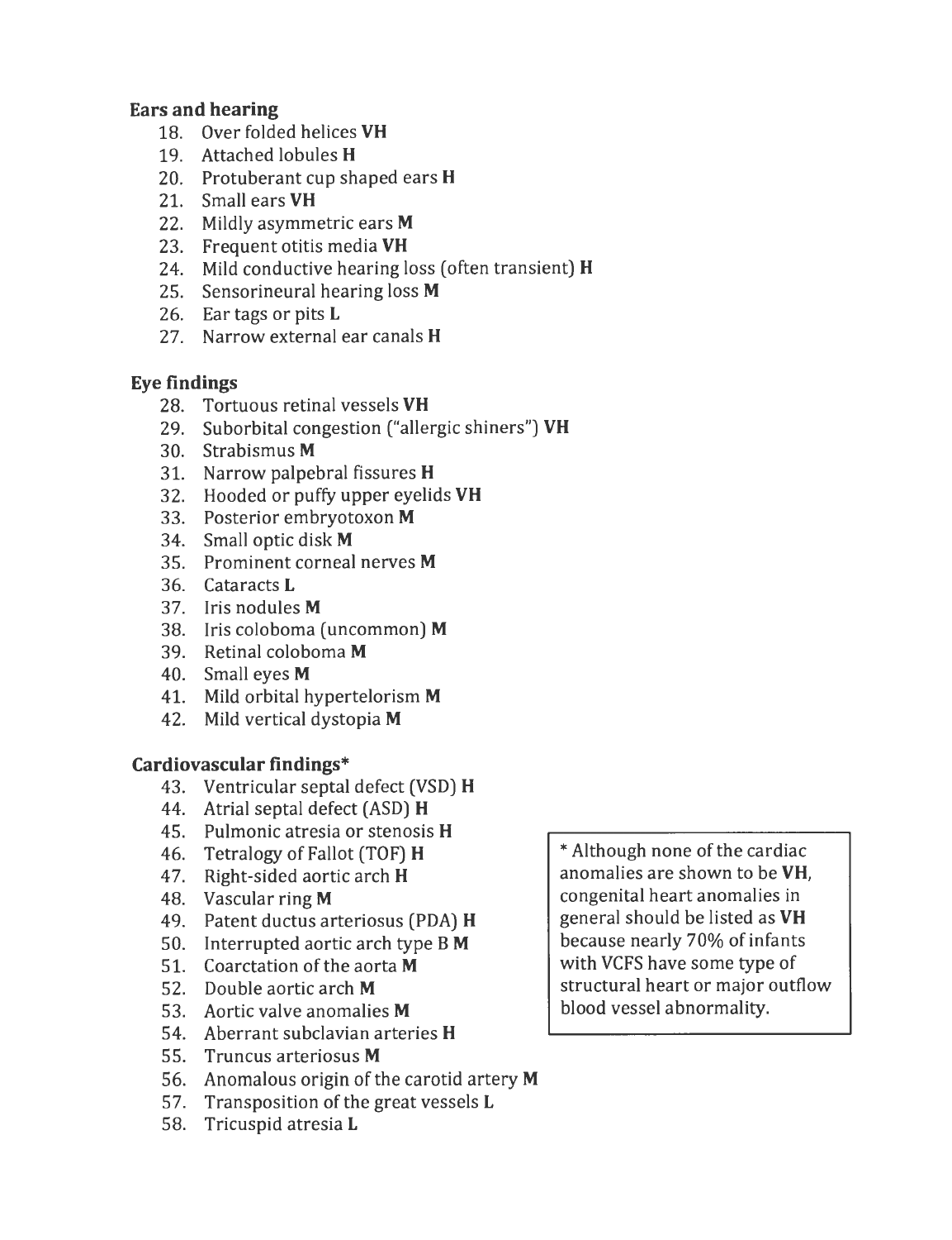### Ears and hearing

18. Over folded helices **VH**
19. Attached lobules **H**
20. Protuberant cup shaped ears **H**
21. Small ears **VH**
22. Mildly asymmetric ears **M**
23. Frequent otitis media **VH**
24. Mild conductive hearing loss (often transient) **H**
25. Sensorineural hearing loss **M**
26. Ear tags or pits **L**
27. Narrow external ear canals **H**

### Eye findings

28. Tortuous retinal vessels **VH**
29. Suborbital congestion ("allergic shiners") **VH**
30. Strabismus **M**
31. Narrow palpebral fissures **H**
32. Hooded or puffy upper eyelids **VH**
33. Posterior embryotoxon **M**
34. Small optic disk **M**
35. Prominent corneal nerves **M**
36. Cataracts **L**
37. Iris nodules **M**
38. Iris coloboma (uncommon) **M**
39. Retinal coloboma **M**
40. Small eyes **M**
41. Mild orbital hypertelorism **M**
42. Mild vertical dystopia **M**

### Cardiovascular findings*

43. Ventricular septal defect (VSD) **H**
44. Atrial septal defect (ASD) **H**
45. Pulmonic atresia or stenosis **H**
46. Tetralogy of Fallot (TOF) **H**
47. Right-sided aortic arch **H**
48. Vascular ring **M**
49. Patent ductus arteriosus (PDA) **H**
50. Interrupted aortic arch type B **M**
51. Coarctation of the aorta **M**
52. Double aortic arch **M**
53. Aortic valve anomalies **M**
54. Aberrant subclavian arteries **H**
55. Truncus arteriosus **M**
56. Anomalous origin of the carotid artery **M**
57. Transposition of the great vessels **L**
58. Tricuspid atresia **L**

* Although none of the cardiac anomalies are shown to be **VH**, congenital heart anomalies in general should be listed as **VH** because nearly 70% of infants with VCFS have some type of structural heart or major outflow blood vessel abnormality.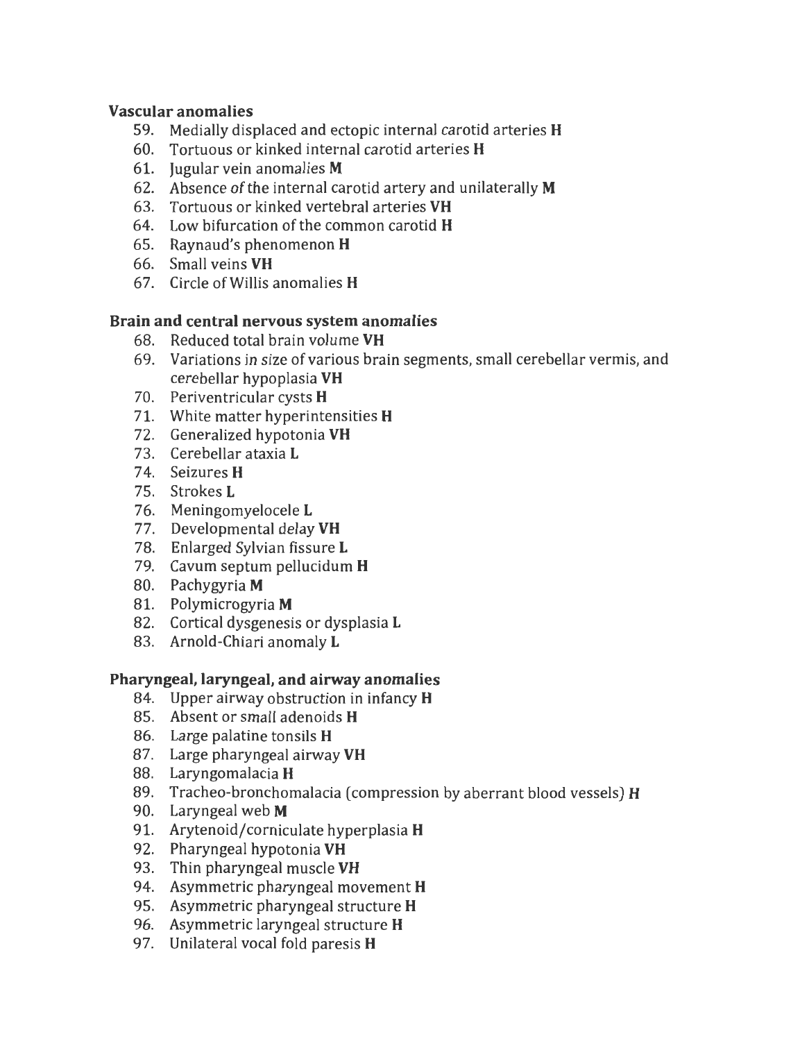**Vascular anomalies**

59. Medially displaced and ectopic internal carotid arteries **H**
60. Tortuous or kinked internal carotid arteries **H**
61. Jugular vein anomalies **M**
62. Absence of the internal carotid artery and unilaterally **M**
63. Tortuous or kinked vertebral arteries **VH**
64. Low bifurcation of the common carotid **H**
65. Raynaud's phenomenon **H**
66. Small veins **VH**
67. Circle of Willis anomalies **H**

**Brain and central nervous system anomalies**

68. Reduced total brain volume **VH**
69. Variations in size of various brain segments, small cerebellar vermis, and cerebellar hypoplasia **VH**
70. Periventricular cysts **H**
71. White matter hyperintensities **H**
72. Generalized hypotonia **VH**
73. Cerebellar ataxia **L**
74. Seizures **H**
75. Strokes **L**
76. Meningomyelocele **L**
77. Developmental delay **VH**
78. Enlarged Sylvian fissure **L**
79. Cavum septum pellucidum **H**
80. Pachygyria **M**
81. Polymicrogyria **M**
82. Cortical dysgenesis or dysplasia **L**
83. Arnold-Chiari anomaly **L**

**Pharyngeal, laryngeal, and airway anomalies**

84. Upper airway obstruction in infancy **H**
85. Absent or small adenoids **H**
86. Large palatine tonsils **H**
87. Large pharyngeal airway **VH**
88. Laryngomalacia **H**
89. Tracheo-bronchomalacia (compression by aberrant blood vessels) **H**
90. Laryngeal web **M**
91. Arytenoid/corniculate hyperplasia **H**
92. Pharyngeal hypotonia **VH**
93. Thin pharyngeal muscle **VH**
94. Asymmetric pharyngeal movement **H**
95. Asymmetric pharyngeal structure **H**
96. Asymmetric laryngeal structure **H**
97. Unilateral vocal fold paresis **H**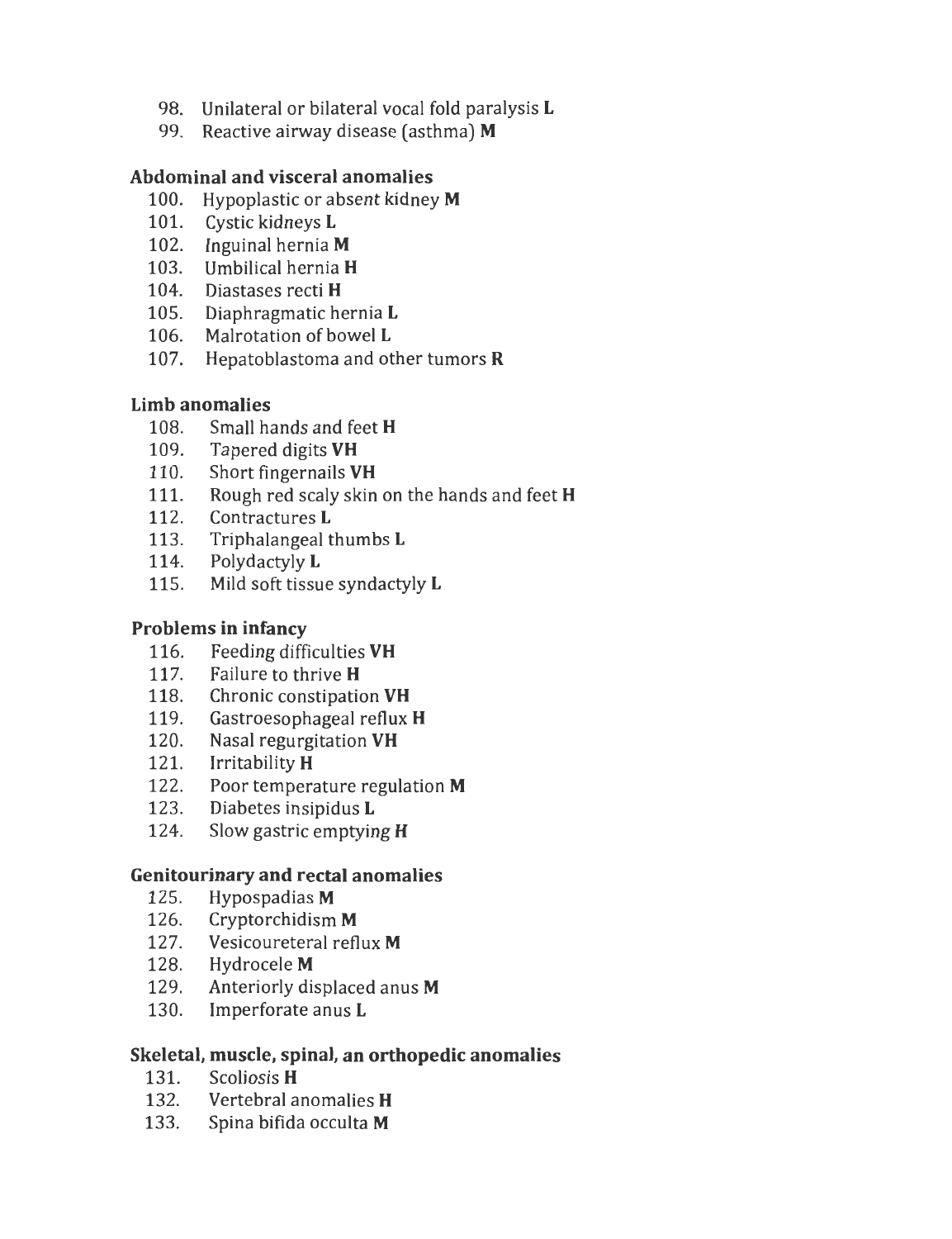98. Unilateral or bilateral vocal fold paralysis **L**
99. Reactive airway disease (asthma) **M**

### Abdominal and visceral anomalies

100. Hypoplastic or absent kidney **M**
101. Cystic kidneys **L**
102. Inguinal hernia **M**
103. Umbilical hernia **H**
104. Diastases recti **H**
105. Diaphragmatic hernia **L**
106. Malrotation of bowel **L**
107. Hepatoblastoma and other tumors **R**

### Limb anomalies

108. Small hands and feet **H**
109. Tapered digits **VH**
110. Short fingernails **VH**
111. Rough red scaly skin on the hands and feet **H**
112. Contractures **L**
113. Triphalangeal thumbs **L**
114. Polydactyly **L**
115. Mild soft tissue syndactyly **L**

### Problems in infancy

116. Feeding difficulties **VH**
117. Failure to thrive **H**
118. Chronic constipation **VH**
119. Gastroesophageal reflux **H**
120. Nasal regurgitation **VH**
121. Irritability **H**
122. Poor temperature regulation **M**
123. Diabetes insipidus **L**
124. Slow gastric emptying **H**

### Genitourinary and rectal anomalies

125. Hypospadias **M**
126. Cryptorchidism **M**
127. Vesicoureteral reflux **M**
128. Hydrocele **M**
129. Anteriorly displaced anus **M**
130. Imperforate anus **L**

### Skeletal, muscle, spinal, an orthopedic anomalies

131. Scoliosis **H**
132. Vertebral anomalies **H**
133. Spina bifida occulta **M**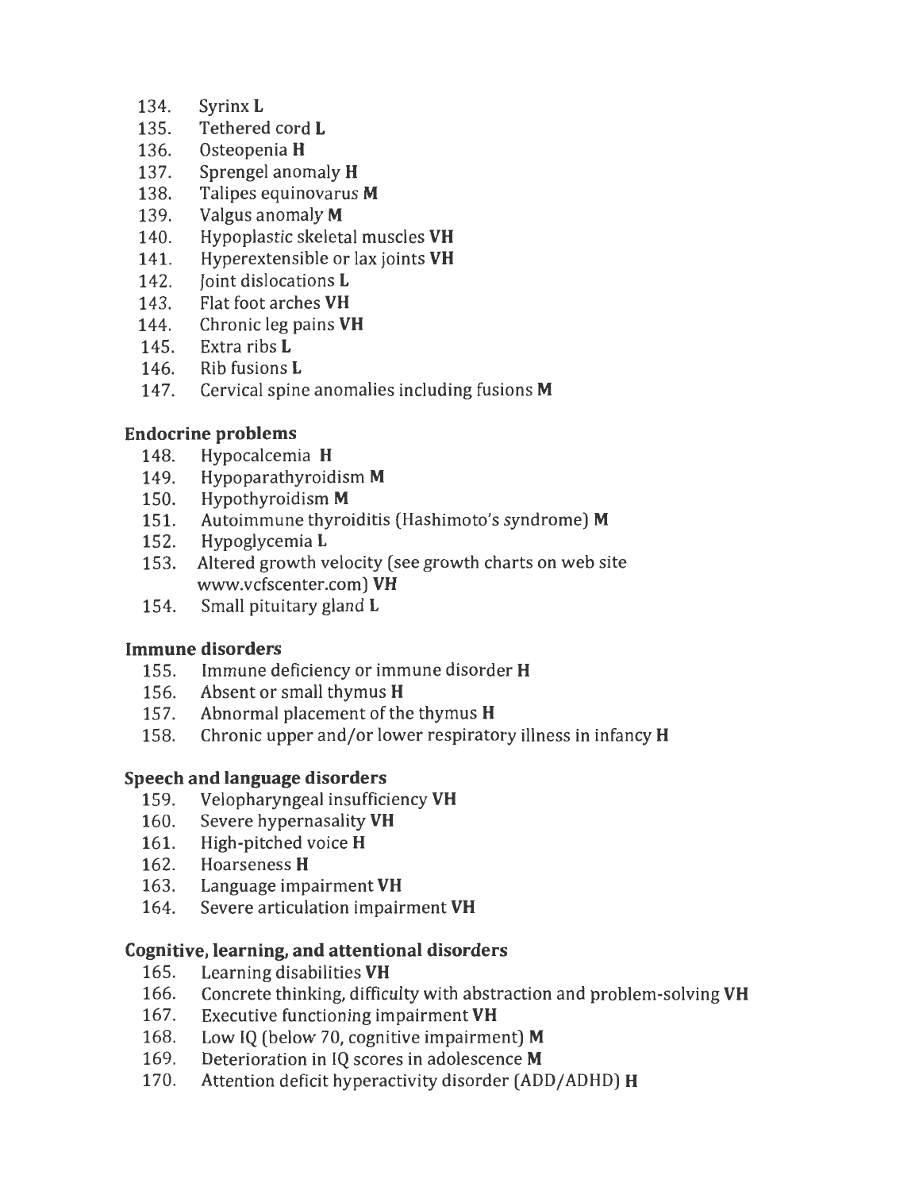134. Syrinx **L**
135. Tethered cord **L**
136. Osteopenia **H**
137. Sprengel anomaly **H**
138. Talipes equinovarus **M**
139. Valgus anomaly **M**
140. Hypoplastic skeletal muscles **VH**
141. Hyperextensible or lax joints **VH**
142. Joint dislocations **L**
143. Flat foot arches **VH**
144. Chronic leg pains **VH**
145. Extra ribs **L**
146. Rib fusions **L**
147. Cervical spine anomalies including fusions **M**

### Endocrine problems

148. Hypocalcemia **H**
149. Hypoparathyroidism **M**
150. Hypothyroidism **M**
151. Autoimmune thyroiditis (Hashimoto's syndrome) **M**
152. Hypoglycemia **L**
153. Altered growth velocity (see growth charts on web site www.vcfscenter.com) **VH**
154. Small pituitary gland **L**

### Immune disorders

155. Immune deficiency or immune disorder **H**
156. Absent or small thymus **H**
157. Abnormal placement of the thymus **H**
158. Chronic upper and/or lower respiratory illness in infancy **H**

### Speech and language disorders

159. Velopharyngeal insufficiency **VH**
160. Severe hypernasality **VH**
161. High-pitched voice **H**
162. Hoarseness **H**
163. Language impairment **VH**
164. Severe articulation impairment **VH**

### Cognitive, learning, and attentional disorders

165. Learning disabilities **VH**
166. Concrete thinking, difficulty with abstraction and problem-solving **VH**
167. Executive functioning impairment **VH**
168. Low IQ (below 70, cognitive impairment) **M**
169. Deterioration in IQ scores in adolescence **M**
170. Attention deficit hyperactivity disorder (ADD/ADHD) **H**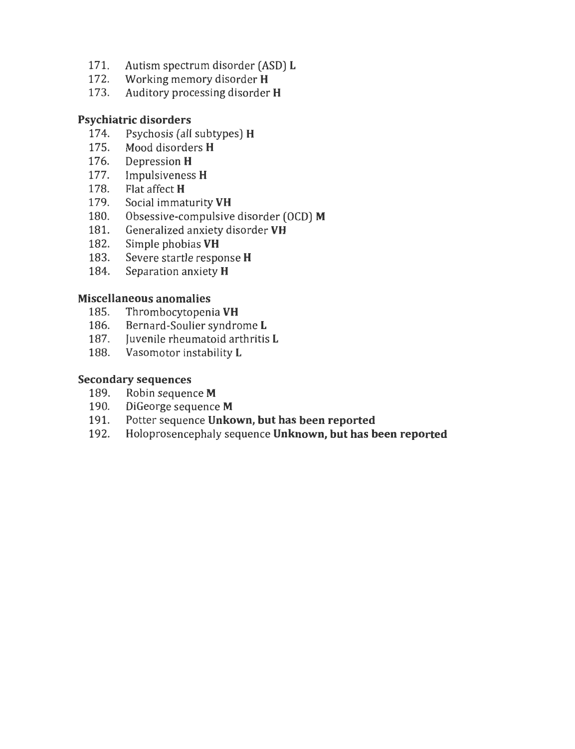171. Autism spectrum disorder (ASD) **L**
172. Working memory disorder **H**
173. Auditory processing disorder **H**

### Psychiatric disorders

174. Psychosis (all subtypes) **H**
175. Mood disorders **H**
176. Depression **H**
177. Impulsiveness **H**
178. Flat affect **H**
179. Social immaturity **VH**
180. Obsessive-compulsive disorder (OCD) **M**
181. Generalized anxiety disorder **VH**
182. Simple phobias **VH**
183. Severe startle response **H**
184. Separation anxiety **H**

### Miscellaneous anomalies

185. Thrombocytopenia **VH**
186. Bernard-Soulier syndrome **L**
187. Juvenile rheumatoid arthritis **L**
188. Vasomotor instability **L**

### Secondary sequences

189. Robin sequence **M**
190. DiGeorge sequence **M**
191. Potter sequence **Unkown, but has been reported**
192. Holoprosencephaly sequence **Unknown, but has been reported**